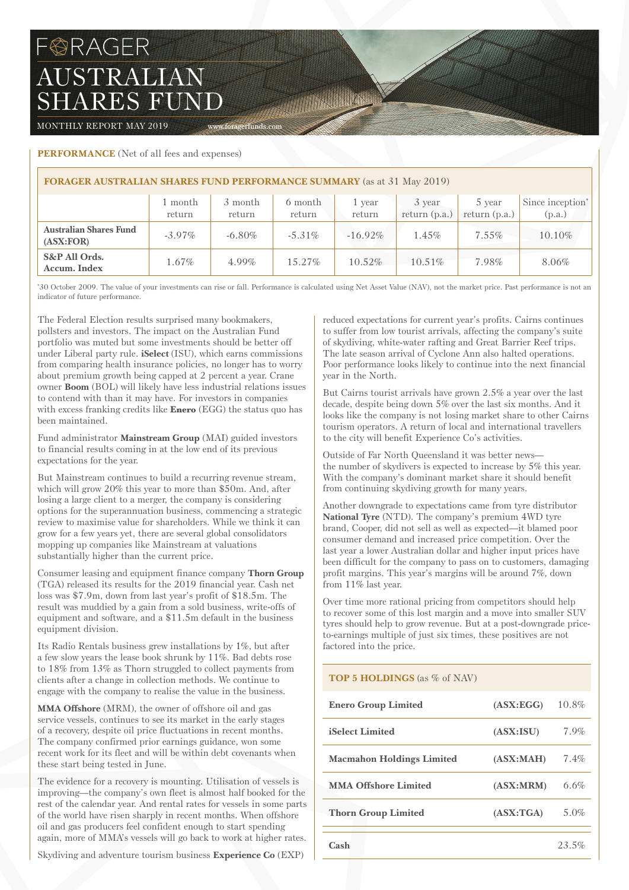# FORAGER AUSTRALIAN SHARES FUND

MONTHLY REPORT MAY 2019

www.foragerfunds.com

**PERFORMANCE** (Net of all fees and expenses)

**FORAGER AUSTRALIAN SHARES FUND PERFORMANCE SUMMARY** (as at 31 May 2019)

| | 1 month return | 3 month return | 6 month return | 1 year return | 3 year return (p.a.) | 5 year return (p.a.) | Since inception* (p.a.) |
|---|---|---|---|---|---|---|---|
| **Australian Shares Fund (ASX:FOR)** | -3.97% | -6.80% | -5.31% | -16.92% | 1.45% | 7.55% | 10.10% |
| **S&P All Ords. Accum. Index** | 1.67% | 4.99% | 15.27% | 10.52% | 10.51% | 7.98% | 8.06% |

*30 October 2009. The value of your investments can rise or fall. Performance is calculated using Net Asset Value (NAV), not the market price. Past performance is not an indicator of future performance.

The Federal Election results surprised many bookmakers, pollsters and investors. The impact on the Australian Fund portfolio was muted but some investments should be better off under Liberal party rule. **iSelect** (ISU), which earns commissions from comparing health insurance policies, no longer has to worry about premium growth being capped at 2 percent a year. Crane owner **Boom** (BOL) will likely have less industrial relations issues to contend with than it may have. For investors in companies with excess franking credits like **Enero** (EGG) the status quo has been maintained.

Fund administrator **Mainstream Group** (MAI) guided investors to financial results coming in at the low end of its previous expectations for the year.

But Mainstream continues to build a recurring revenue stream, which will grow 20% this year to more than $50m. And, after losing a large client to a merger, the company is considering options for the superannuation business, commencing a strategic review to maximise value for shareholders. While we think it can grow for a few years yet, there are several global consolidators mopping up companies like Mainstream at valuations substantially higher than the current price.

Consumer leasing and equipment finance company **Thorn Group** (TGA) released its results for the 2019 financial year. Cash net loss was $7.9m, down from last year's profit of $18.5m. The result was muddied by a gain from a sold business, write-offs of equipment and software, and a $11.5m default in the business equipment division.

Its Radio Rentals business grew installations by 1%, but after a few slow years the lease book shrunk by 11%. Bad debts rose to 18% from 13% as Thorn struggled to collect payments from clients after a change in collection methods. We continue to engage with the company to realise the value in the business.

**MMA Offshore** (MRM), the owner of offshore oil and gas service vessels, continues to see its market in the early stages of a recovery, despite oil price fluctuations in recent months. The company confirmed prior earnings guidance, won some recent work for its fleet and will be within debt covenants when these start being tested in June.

The evidence for a recovery is mounting. Utilisation of vessels is improving—the company's own fleet is almost half booked for the rest of the calendar year. And rental rates for vessels in some parts of the world have risen sharply in recent months. When offshore oil and gas producers feel confident enough to start spending again, more of MMA's vessels will go back to work at higher rates.

Skydiving and adventure tourism business **Experience Co** (EXP) reduced expectations for current year's profits. Cairns continues to suffer from low tourist arrivals, affecting the company's suite of skydiving, white-water rafting and Great Barrier Reef trips. The late season arrival of Cyclone Ann also halted operations. Poor performance looks likely to continue into the next financial year in the North.

But Cairns tourist arrivals have grown 2.5% a year over the last decade, despite being down 5% over the last six months. And it looks like the company is not losing market share to other Cairns tourism operators. A return of local and international travellers to the city will benefit Experience Co's activities.

Outside of Far North Queensland it was better news—the number of skydivers is expected to increase by 5% this year. With the company's dominant market share it should benefit from continuing skydiving growth for many years.

Another downgrade to expectations came from tyre distributor **National Tyre** (NTD). The company's premium 4WD tyre brand, Cooper, did not sell as well as expected—it blamed poor consumer demand and increased price competition. Over the last year a lower Australian dollar and higher input prices have been difficult for the company to pass on to customers, damaging profit margins. This year's margins will be around 7%, down from 11% last year.

Over time more rational pricing from competitors should help to recover some of this lost margin and a move into smaller SUV tyres should help to grow revenue. But at a post-downgrade price-to-earnings multiple of just six times, these positives are not factored into the price.

**TOP 5 HOLDINGS** (as % of NAV)

| | | |
|---|---|---|
| **Enero Group Limited** | **(ASX:EGG)** | 10.8% |
| **iSelect Limited** | **(ASX:ISU)** | 7.9% |
| **Macmahon Holdings Limited** | **(ASX:MAH)** | 7.4% |
| **MMA Offshore Limited** | **(ASX:MRM)** | 6.6% |
| **Thorn Group Limited** | **(ASX:TGA)** | 5.0% |
| **Cash** | | 23.5% |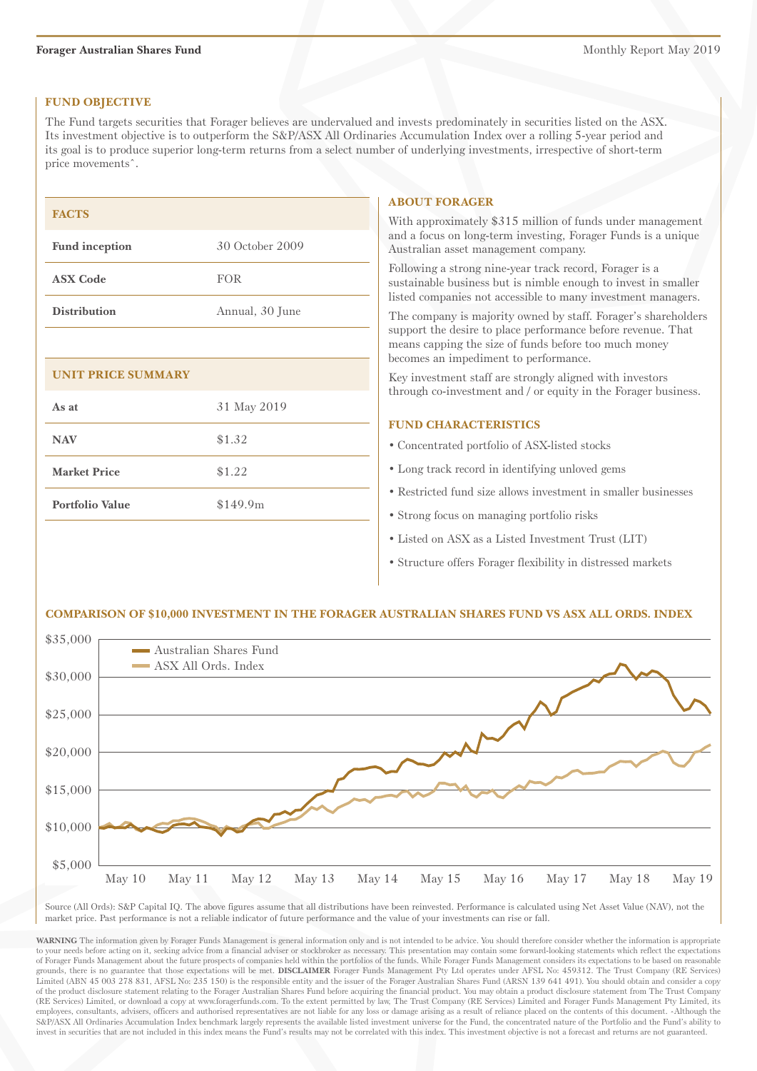## FUND OBJECTIVE

The Fund targets securities that Forager believes are undervalued and invests predominately in securities listed on the ASX. Its investment objective is to outperform the S&P/ASX All Ordinaries Accumulation Index over a rolling 5-year period and its goal is to produce superior long-term returns from a select number of underlying investments, irrespective of short-term price movements^.

| FACTS | |
|---|---|
| **Fund inception** | 30 October 2009 |
| **ASX Code** | FOR |
| **Distribution** | Annual, 30 June |

| UNIT PRICE SUMMARY | |
|---|---|
| **As at** | 31 May 2019 |
| **NAV** | $1.32 |
| **Market Price** | $1.22 |
| **Portfolio Value** | $149.9m |

## ABOUT FORAGER

With approximately $315 million of funds under management and a focus on long-term investing, Forager Funds is a unique Australian asset management company.

Following a strong nine-year track record, Forager is a sustainable business but is nimble enough to invest in smaller listed companies not accessible to many investment managers.

The company is majority owned by staff. Forager's shareholders support the desire to place performance before revenue. That means capping the size of funds before too much money becomes an impediment to performance.

Key investment staff are strongly aligned with investors through co-investment and / or equity in the Forager business.

## FUND CHARACTERISTICS

- Concentrated portfolio of ASX-listed stocks
- Long track record in identifying unloved gems
- Restricted fund size allows investment in smaller businesses
- Strong focus on managing portfolio risks
- Listed on ASX as a Listed Investment Trust (LIT)
- Structure offers Forager flexibility in distressed markets

## COMPARISON OF $10,000 INVESTMENT IN THE FORAGER AUSTRALIAN SHARES FUND VS ASX ALL ORDS. INDEX

Australian Shares Fund
ASX All Ords. Index

$35,000
$30,000
$25,000
$20,000
$15,000
$10,000
$5,000

May 10 May 11 May 12 May 13 May 14 May 15 May 16 May 17 May 18 May 19

Source (All Ords): S&P Capital IQ. The above figures assume that all distributions have been reinvested. Performance is calculated using Net Asset Value (NAV), not the market price. Past performance is not a reliable indicator of future performance and the value of your investments can rise or fall.

**WARNING** The information given by Forager Funds Management is general information only and is not intended to be advice. You should therefore consider whether the information is appropriate to your needs before acting on it, seeking advice from a financial adviser or stockbroker as necessary. This presentation may contain some forward-looking statements which reflect the expectations of Forager Funds Management about the future prospects of companies held within the portfolios of the funds. While Forager Funds Management considers its expectations to be based on reasonable grounds, there is no guarantee that those expectations will be met. **DISCLAIMER** Forager Funds Management Pty Ltd operates under AFSL No: 459312. The Trust Company (RE Services) Limited (ABN 45 003 278 831, AFSL No: 235 150) is the responsible entity and the issuer of the Forager Australian Shares Fund (ARSN 139 641 491). You should obtain and consider a copy of the product disclosure statement relating to the Forager Australian Shares Fund before acquiring the financial product. You may obtain a product disclosure statement from The Trust Company (RE Services) Limited, or download a copy at www.foragerfunds.com. To the extent permitted by law, The Trust Company (RE Services) Limited and Forager Funds Management Pty Limited, its employees, consultants, advisers, officers and authorised representatives are not liable for any loss or damage arising as a result of reliance placed on the contents of this document. ^Although the S&P/ASX All Ordinaries Accumulation Index benchmark largely represents the available listed investment universe for the Fund, the concentrated nature of the Portfolio and the Fund's ability to invest in securities that are not included in this index means the Fund's results may not be correlated with this index. This investment objective is not a forecast and returns are not guaranteed.